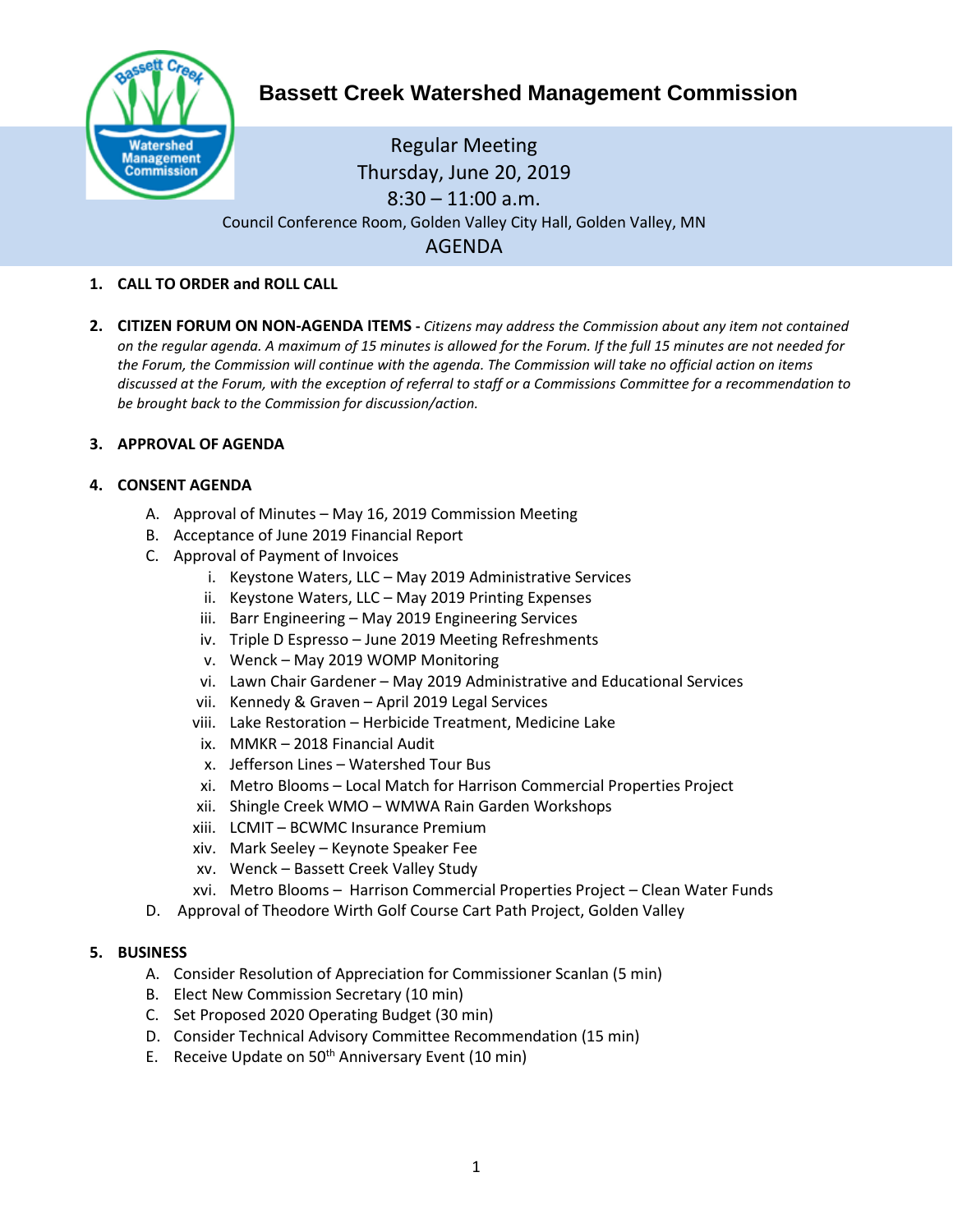# Bassett Creek Watershed Management Commission

Regular Meeting
Thursday, June 20, 2019
8:30 – 11:00 a.m.
Council Conference Room, Golden Valley City Hall, Golden Valley, MN

## AGENDA

1. **CALL TO ORDER and ROLL CALL**

2. **CITIZEN FORUM ON NON-AGENDA ITEMS -** *Citizens may address the Commission about any item not contained on the regular agenda. A maximum of 15 minutes is allowed for the Forum. If the full 15 minutes are not needed for the Forum, the Commission will continue with the agenda. The Commission will take no official action on items discussed at the Forum, with the exception of referral to staff or a Commissions Committee for a recommendation to be brought back to the Commission for discussion/action.*

3. **APPROVAL OF AGENDA**

4. **CONSENT AGENDA**
   A. Approval of Minutes – May 16, 2019 Commission Meeting
   B. Acceptance of June 2019 Financial Report
   C. Approval of Payment of Invoices
      i. Keystone Waters, LLC – May 2019 Administrative Services
      ii. Keystone Waters, LLC – May 2019 Printing Expenses
      iii. Barr Engineering – May 2019 Engineering Services
      iv. Triple D Espresso – June 2019 Meeting Refreshments
      v. Wenck – May 2019 WOMP Monitoring
      vi. Lawn Chair Gardener – May 2019 Administrative and Educational Services
      vii. Kennedy & Graven – April 2019 Legal Services
      viii. Lake Restoration – Herbicide Treatment, Medicine Lake
      ix. MMKR – 2018 Financial Audit
      x. Jefferson Lines – Watershed Tour Bus
      xi. Metro Blooms – Local Match for Harrison Commercial Properties Project
      xii. Shingle Creek WMO – WMWA Rain Garden Workshops
      xiii. LCMIT – BCWMC Insurance Premium
      xiv. Mark Seeley – Keynote Speaker Fee
      xv. Wenck – Bassett Creek Valley Study
      xvi. Metro Blooms – Harrison Commercial Properties Project – Clean Water Funds
   D. Approval of Theodore Wirth Golf Course Cart Path Project, Golden Valley

5. **BUSINESS**
   A. Consider Resolution of Appreciation for Commissioner Scanlan (5 min)
   B. Elect New Commission Secretary (10 min)
   C. Set Proposed 2020 Operating Budget (30 min)
   D. Consider Technical Advisory Committee Recommendation (15 min)
   E. Receive Update on 50th Anniversary Event (10 min)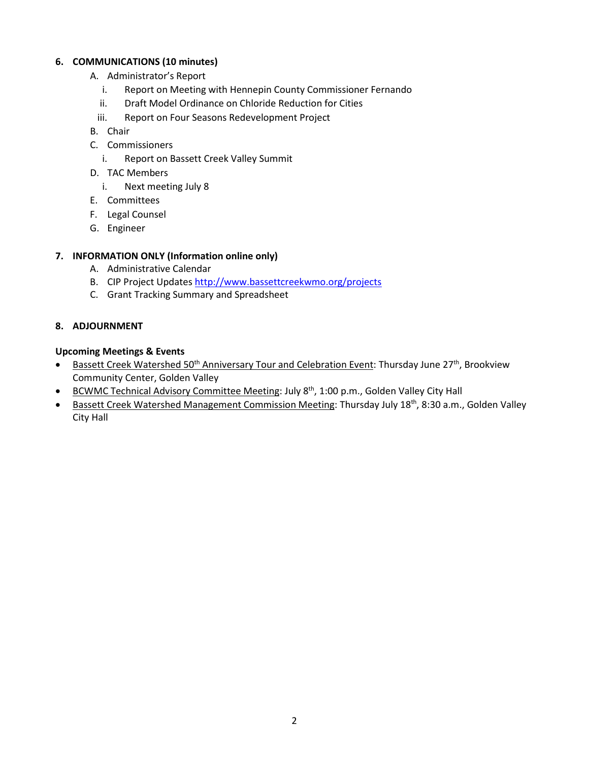**6. COMMUNICATIONS (10 minutes)**

A. Administrator's Report
   i. Report on Meeting with Hennepin County Commissioner Fernando
   ii. Draft Model Ordinance on Chloride Reduction for Cities
   iii. Report on Four Seasons Redevelopment Project

B. Chair

C. Commissioners
   i. Report on Bassett Creek Valley Summit

D. TAC Members
   i. Next meeting July 8

E. Committees

F. Legal Counsel

G. Engineer

**7. INFORMATION ONLY (Information online only)**

A. Administrative Calendar

B. CIP Project Updates http://www.bassettcreekwmo.org/projects

C. Grant Tracking Summary and Spreadsheet

**8. ADJOURNMENT**

**Upcoming Meetings & Events**

- Bassett Creek Watershed 50th Anniversary Tour and Celebration Event: Thursday June 27th, Brookview Community Center, Golden Valley
- BCWMC Technical Advisory Committee Meeting: July 8th, 1:00 p.m., Golden Valley City Hall
- Bassett Creek Watershed Management Commission Meeting: Thursday July 18th, 8:30 a.m., Golden Valley City Hall